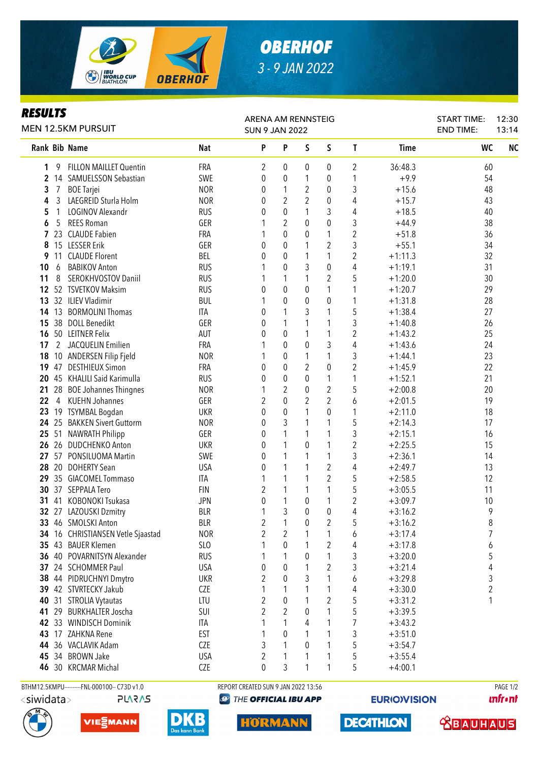# OBERHOF

3 - 9 JAN 2022

## RESULTS

MEN 12.5KM PURSUIT

ARENA AM RENNSTEIG
SUN 9 JAN 2022

START TIME: 12:30
END TIME: 13:14

| Rank | Bib | Name | Nat | P | P | S | S | T | Time | WC | NC |
|---|---|---|---|---|---|---|---|---|---|---|---|
| 1 | 9 | FILLON MAILLET Quentin | FRA | 2 | 0 | 0 | 0 | 2 | 36:48.3 | 60 | |
| 2 | 14 | SAMUELSSON Sebastian | SWE | 0 | 0 | 1 | 0 | 1 | +9.9 | 54 | |
| 3 | 7 | BOE Tarjei | NOR | 0 | 1 | 2 | 0 | 3 | +15.6 | 48 | |
| 4 | 3 | LAEGREID Sturla Holm | NOR | 0 | 2 | 2 | 0 | 4 | +15.7 | 43 | |
| 5 | 1 | LOGINOV Alexandr | RUS | 0 | 0 | 1 | 3 | 4 | +18.5 | 40 | |
| 6 | 5 | REES Roman | GER | 1 | 2 | 0 | 0 | 3 | +44.9 | 38 | |
| 7 | 23 | CLAUDE Fabien | FRA | 1 | 0 | 0 | 1 | 2 | +51.8 | 36 | |
| 8 | 15 | LESSER Erik | GER | 0 | 0 | 1 | 2 | 3 | +55.1 | 34 | |
| 9 | 11 | CLAUDE Florent | BEL | 0 | 0 | 1 | 1 | 2 | +1:11.3 | 32 | |
| 10 | 6 | BABIKOV Anton | RUS | 1 | 0 | 3 | 0 | 4 | +1:19.1 | 31 | |
| 11 | 8 | SEROKHVOSTOV Daniil | RUS | 1 | 1 | 1 | 2 | 5 | +1:20.0 | 30 | |
| 12 | 52 | TSVETKOV Maksim | RUS | 0 | 0 | 0 | 1 | 1 | +1:20.7 | 29 | |
| 13 | 32 | ILIEV Vladimir | BUL | 1 | 0 | 0 | 0 | 1 | +1:31.8 | 28 | |
| 14 | 13 | BORMOLINI Thomas | ITA | 0 | 1 | 3 | 1 | 5 | +1:38.4 | 27 | |
| 15 | 38 | DOLL Benedikt | GER | 0 | 1 | 1 | 1 | 3 | +1:40.8 | 26 | |
| 16 | 50 | LEITNER Felix | AUT | 0 | 0 | 1 | 1 | 2 | +1:43.2 | 25 | |
| 17 | 2 | JACQUELIN Emilien | FRA | 1 | 0 | 0 | 3 | 4 | +1:43.6 | 24 | |
| 18 | 10 | ANDERSEN Filip Fjeld | NOR | 1 | 0 | 1 | 1 | 3 | +1:44.1 | 23 | |
| 19 | 47 | DESTHIEUX Simon | FRA | 0 | 0 | 2 | 0 | 2 | +1:45.9 | 22 | |
| 20 | 45 | KHALILI Said Karimulla | RUS | 0 | 0 | 0 | 1 | 1 | +1:52.1 | 21 | |
| 21 | 28 | BOE Johannes Thingnes | NOR | 1 | 2 | 0 | 2 | 5 | +2:00.8 | 20 | |
| 22 | 4 | KUEHN Johannes | GER | 2 | 0 | 2 | 2 | 6 | +2:01.5 | 19 | |
| 23 | 19 | TSYMBAL Bogdan | UKR | 0 | 0 | 1 | 0 | 1 | +2:11.0 | 18 | |
| 24 | 25 | BAKKEN Sivert Guttorm | NOR | 0 | 3 | 1 | 1 | 5 | +2:14.3 | 17 | |
| 25 | 51 | NAWRATH Philipp | GER | 0 | 1 | 1 | 1 | 3 | +2:15.1 | 16 | |
| 26 | 26 | DUDCHENKO Anton | UKR | 0 | 1 | 0 | 1 | 2 | +2:25.5 | 15 | |
| 27 | 57 | PONSILUOMA Martin | SWE | 0 | 1 | 1 | 1 | 3 | +2:36.1 | 14 | |
| 28 | 20 | DOHERTY Sean | USA | 0 | 1 | 1 | 2 | 4 | +2:49.7 | 13 | |
| 29 | 35 | GIACOMEL Tommaso | ITA | 1 | 1 | 1 | 2 | 5 | +2:58.5 | 12 | |
| 30 | 37 | SEPPALA Tero | FIN | 2 | 1 | 1 | 1 | 5 | +3:05.5 | 11 | |
| 31 | 41 | KOBONOKI Tsukasa | JPN | 0 | 1 | 0 | 1 | 2 | +3:09.7 | 10 | |
| 32 | 27 | LAZOUSKI Dzmitry | BLR | 1 | 3 | 0 | 0 | 4 | +3:16.2 | 9 | |
| 33 | 46 | SMOLSKI Anton | BLR | 2 | 1 | 0 | 2 | 5 | +3:16.2 | 8 | |
| 34 | 16 | CHRISTIANSEN Vetle Sjaastad | NOR | 2 | 2 | 1 | 1 | 6 | +3:17.4 | 7 | |
| 35 | 43 | BAUER Klemen | SLO | 1 | 0 | 1 | 2 | 4 | +3:17.8 | 6 | |
| 36 | 40 | POVARNITSYN Alexander | RUS | 1 | 1 | 0 | 1 | 3 | +3:20.0 | 5 | |
| 37 | 24 | SCHOMMER Paul | USA | 0 | 0 | 1 | 2 | 3 | +3:21.4 | 4 | |
| 38 | 44 | PIDRUCHNYI Dmytro | UKR | 2 | 0 | 3 | 1 | 6 | +3:29.8 | 3 | |
| 39 | 42 | STVRTECKY Jakub | CZE | 1 | 1 | 1 | 1 | 4 | +3:30.0 | 2 | |
| 40 | 31 | STROLIA Vytautas | LTU | 2 | 0 | 1 | 2 | 5 | +3:31.2 | 1 | |
| 41 | 29 | BURKHALTER Joscha | SUI | 2 | 2 | 0 | 1 | 5 | +3:39.5 | | |
| 42 | 33 | WINDISCH Dominik | ITA | 1 | 1 | 4 | 1 | 7 | +3:43.2 | | |
| 43 | 17 | ZAHKNA Rene | EST | 1 | 0 | 1 | 1 | 3 | +3:51.0 | | |
| 44 | 36 | VACLAVIK Adam | CZE | 3 | 1 | 0 | 1 | 5 | +3:54.7 | | |
| 45 | 34 | BROWN Jake | USA | 2 | 1 | 1 | 1 | 5 | +3:55.4 | | |
| 46 | 30 | KRCMAR Michal | CZE | 0 | 3 | 1 | 1 | 5 | +4:00.1 | | |

BTHM12.5KMPU----------FNL-000100-- C73D v1.0 REPORT CREATED SUN 9 JAN 2022 13:56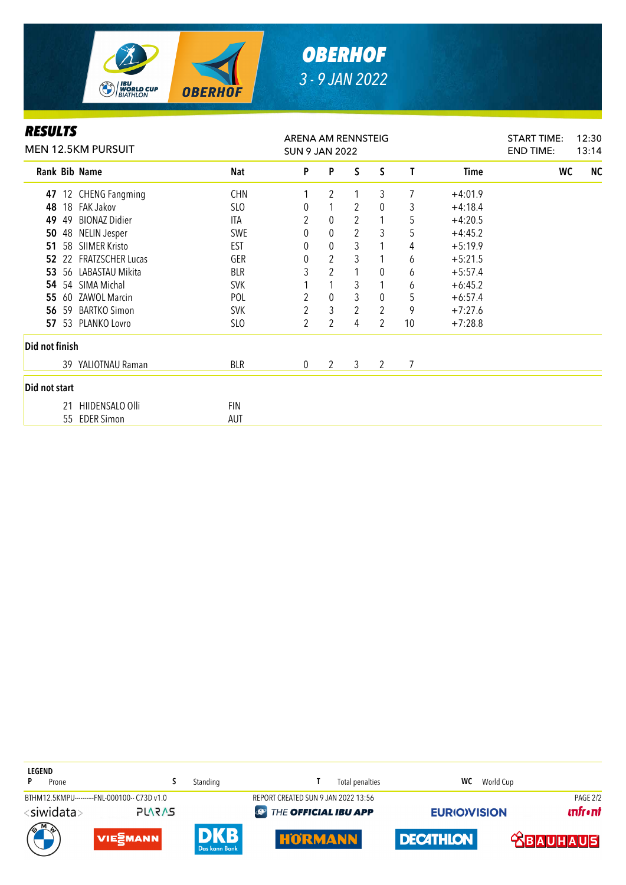# OBERHOF

*3 - 9 JAN 2022*

## RESULTS

MEN 12.5KM PURSUIT

ARENA AM RENNSTEIG
SUN 9 JAN 2022

START TIME: 12:30
END TIME: 13:14

| Rank | Bib | Name | Nat | P | P | S | S | T | Time | WC | NC |
|---|---|---|---|---|---|---|---|---|---|---|---|
| **47** | 12 | CHENG Fangming | CHN | 1 | 2 | 1 | 3 | 7 | +4:01.9 | | |
| **48** | 18 | FAK Jakov | SLO | 0 | 1 | 2 | 0 | 3 | +4:18.4 | | |
| **49** | 49 | BIONAZ Didier | ITA | 2 | 0 | 2 | 1 | 5 | +4:20.5 | | |
| **50** | 48 | NELIN Jesper | SWE | 0 | 0 | 2 | 3 | 5 | +4:45.2 | | |
| **51** | 58 | SIIMER Kristo | EST | 0 | 0 | 3 | 1 | 4 | +5:19.9 | | |
| **52** | 22 | FRATZSCHER Lucas | GER | 0 | 2 | 3 | 1 | 6 | +5:21.5 | | |
| **53** | 56 | LABASTAU Mikita | BLR | 3 | 2 | 1 | 0 | 6 | +5:57.4 | | |
| **54** | 54 | SIMA Michal | SVK | 1 | 1 | 3 | 1 | 6 | +6:45.2 | | |
| **55** | 60 | ZAWOL Marcin | POL | 2 | 0 | 3 | 0 | 5 | +6:57.4 | | |
| **56** | 59 | BARTKO Simon | SVK | 2 | 3 | 2 | 2 | 9 | +7:27.6 | | |
| **57** | 53 | PLANKO Lovro | SLO | 2 | 2 | 4 | 2 | 10 | +7:28.8 | | |

**Did not finish**

| Rank | Bib | Name | Nat | P | P | S | S | T | Time | WC | NC |
|---|---|---|---|---|---|---|---|---|---|---|---|
| | 39 | YALIOTNAU Raman | BLR | 0 | 2 | 3 | 2 | 7 | | | |

**Did not start**

| Rank | Bib | Name | Nat |
|---|---|---|---|
| | 21 | HIIDENSALO Olli | FIN |
| | 55 | EDER Simon | AUT |

**LEGEND**

P Prone | S Standing | T Total penalties | WC World Cup

BTHM12.5KMPU----------FNL-000100-- C73D v1.0 | REPORT CREATED SUN 9 JAN 2022 13:56